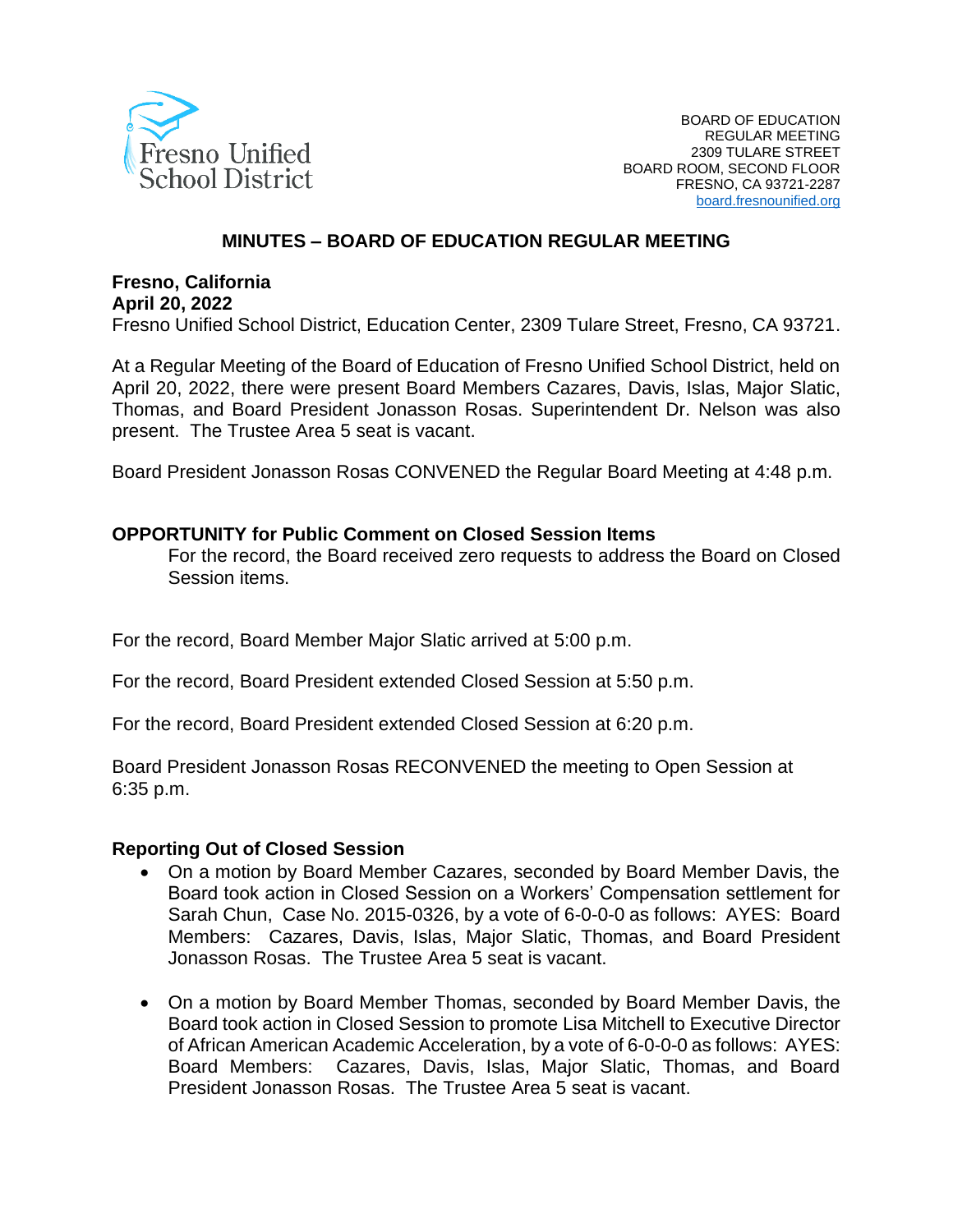Fresno Unified School District

BOARD OF EDUCATION
REGULAR MEETING
2309 TULARE STREET
BOARD ROOM, SECOND FLOOR
FRESNO, CA 93721-2287
board.fresnounified.org

# MINUTES – BOARD OF EDUCATION REGULAR MEETING

**Fresno, California**
**April 20, 2022**
Fresno Unified School District, Education Center, 2309 Tulare Street, Fresno, CA 93721.

At a Regular Meeting of the Board of Education of Fresno Unified School District, held on April 20, 2022, there were present Board Members Cazares, Davis, Islas, Major Slatic, Thomas, and Board President Jonasson Rosas. Superintendent Dr. Nelson was also present. The Trustee Area 5 seat is vacant.

Board President Jonasson Rosas CONVENED the Regular Board Meeting at 4:48 p.m.

**OPPORTUNITY for Public Comment on Closed Session Items**

For the record, the Board received zero requests to address the Board on Closed Session items.

For the record, Board Member Major Slatic arrived at 5:00 p.m.

For the record, Board President extended Closed Session at 5:50 p.m.

For the record, Board President extended Closed Session at 6:20 p.m.

Board President Jonasson Rosas RECONVENED the meeting to Open Session at 6:35 p.m.

**Reporting Out of Closed Session**

- On a motion by Board Member Cazares, seconded by Board Member Davis, the Board took action in Closed Session on a Workers' Compensation settlement for Sarah Chun, Case No. 2015-0326, by a vote of 6-0-0-0 as follows: AYES: Board Members: Cazares, Davis, Islas, Major Slatic, Thomas, and Board President Jonasson Rosas. The Trustee Area 5 seat is vacant.

- On a motion by Board Member Thomas, seconded by Board Member Davis, the Board took action in Closed Session to promote Lisa Mitchell to Executive Director of African American Academic Acceleration, by a vote of 6-0-0-0 as follows: AYES: Board Members: Cazares, Davis, Islas, Major Slatic, Thomas, and Board President Jonasson Rosas. The Trustee Area 5 seat is vacant.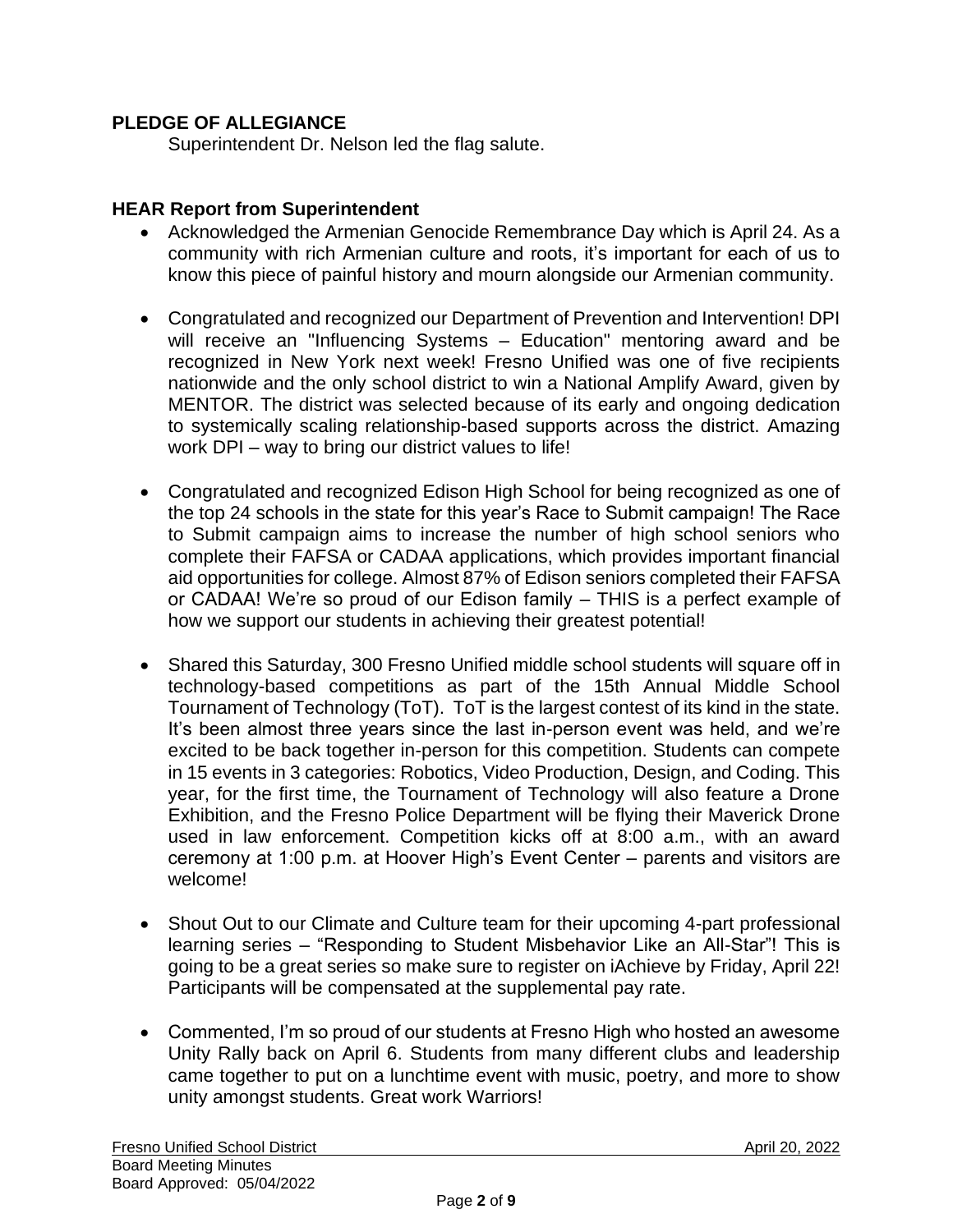**PLEDGE OF ALLEGIANCE**

Superintendent Dr. Nelson led the flag salute.

**HEAR Report from Superintendent**

- Acknowledged the Armenian Genocide Remembrance Day which is April 24. As a community with rich Armenian culture and roots, it's important for each of us to know this piece of painful history and mourn alongside our Armenian community.

- Congratulated and recognized our Department of Prevention and Intervention! DPI will receive an "Influencing Systems – Education" mentoring award and be recognized in New York next week! Fresno Unified was one of five recipients nationwide and the only school district to win a National Amplify Award, given by MENTOR. The district was selected because of its early and ongoing dedication to systemically scaling relationship-based supports across the district. Amazing work DPI – way to bring our district values to life!

- Congratulated and recognized Edison High School for being recognized as one of the top 24 schools in the state for this year's Race to Submit campaign! The Race to Submit campaign aims to increase the number of high school seniors who complete their FAFSA or CADAA applications, which provides important financial aid opportunities for college. Almost 87% of Edison seniors completed their FAFSA or CADAA! We're so proud of our Edison family – THIS is a perfect example of how we support our students in achieving their greatest potential!

- Shared this Saturday, 300 Fresno Unified middle school students will square off in technology-based competitions as part of the 15th Annual Middle School Tournament of Technology (ToT). ToT is the largest contest of its kind in the state. It's been almost three years since the last in-person event was held, and we're excited to be back together in-person for this competition. Students can compete in 15 events in 3 categories: Robotics, Video Production, Design, and Coding. This year, for the first time, the Tournament of Technology will also feature a Drone Exhibition, and the Fresno Police Department will be flying their Maverick Drone used in law enforcement. Competition kicks off at 8:00 a.m., with an award ceremony at 1:00 p.m. at Hoover High's Event Center – parents and visitors are welcome!

- Shout Out to our Climate and Culture team for their upcoming 4-part professional learning series – "Responding to Student Misbehavior Like an All-Star"! This is going to be a great series so make sure to register on iAchieve by Friday, April 22! Participants will be compensated at the supplemental pay rate.

- Commented, I'm so proud of our students at Fresno High who hosted an awesome Unity Rally back on April 6. Students from many different clubs and leadership came together to put on a lunchtime event with music, poetry, and more to show unity amongst students. Great work Warriors!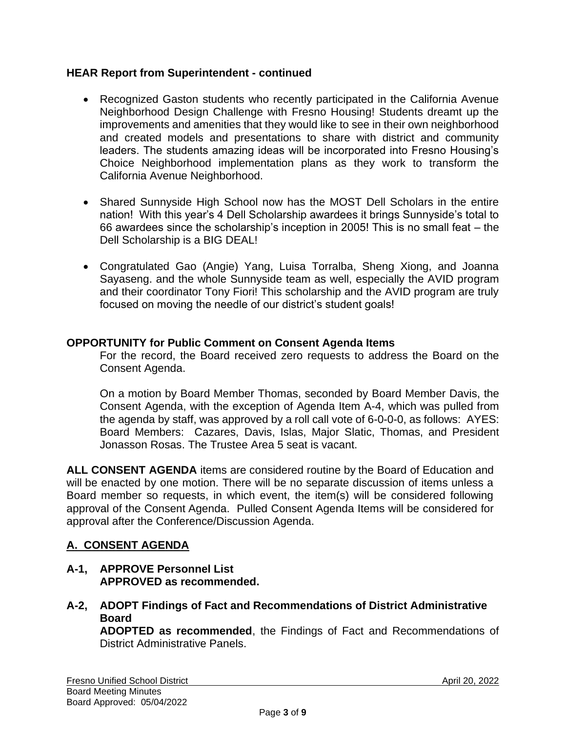**HEAR Report from Superintendent - continued**

- Recognized Gaston students who recently participated in the California Avenue Neighborhood Design Challenge with Fresno Housing! Students dreamt up the improvements and amenities that they would like to see in their own neighborhood and created models and presentations to share with district and community leaders. The students amazing ideas will be incorporated into Fresno Housing's Choice Neighborhood implementation plans as they work to transform the California Avenue Neighborhood.

- Shared Sunnyside High School now has the MOST Dell Scholars in the entire nation! With this year's 4 Dell Scholarship awardees it brings Sunnyside's total to 66 awardees since the scholarship's inception in 2005! This is no small feat – the Dell Scholarship is a BIG DEAL!

- Congratulated Gao (Angie) Yang, Luisa Torralba, Sheng Xiong, and Joanna Sayaseng. and the whole Sunnyside team as well, especially the AVID program and their coordinator Tony Fiori! This scholarship and the AVID program are truly focused on moving the needle of our district's student goals!

**OPPORTUNITY for Public Comment on Consent Agenda Items**

For the record, the Board received zero requests to address the Board on the Consent Agenda.

On a motion by Board Member Thomas, seconded by Board Member Davis, the Consent Agenda, with the exception of Agenda Item A-4, which was pulled from the agenda by staff, was approved by a roll call vote of 6-0-0-0, as follows: AYES: Board Members: Cazares, Davis, Islas, Major Slatic, Thomas, and President Jonasson Rosas. The Trustee Area 5 seat is vacant.

**ALL CONSENT AGENDA** items are considered routine by the Board of Education and will be enacted by one motion. There will be no separate discussion of items unless a Board member so requests, in which event, the item(s) will be considered following approval of the Consent Agenda. Pulled Consent Agenda Items will be considered for approval after the Conference/Discussion Agenda.

## A. CONSENT AGENDA

**A-1, APPROVE Personnel List**
**APPROVED as recommended.**

**A-2, ADOPT Findings of Fact and Recommendations of District Administrative Board**
**ADOPTED as recommended**, the Findings of Fact and Recommendations of District Administrative Panels.

Fresno Unified School District April 20, 2022
Board Meeting Minutes
Board Approved: 05/04/2022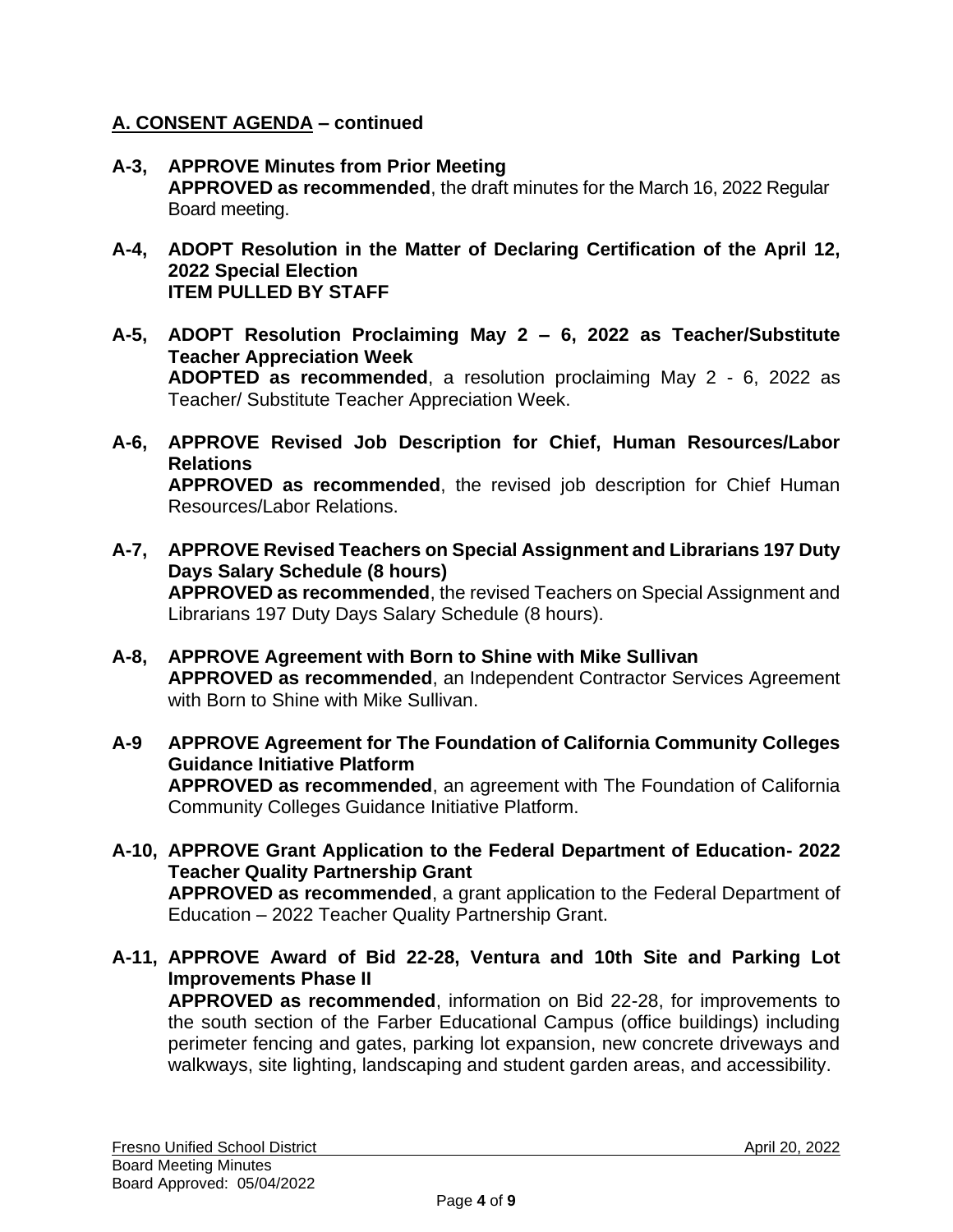## A. CONSENT AGENDA – continued

**A-3, APPROVE Minutes from Prior Meeting**
**APPROVED as recommended**, the draft minutes for the March 16, 2022 Regular Board meeting.

**A-4, ADOPT Resolution in the Matter of Declaring Certification of the April 12, 2022 Special Election**
**ITEM PULLED BY STAFF**

**A-5, ADOPT Resolution Proclaiming May 2 – 6, 2022 as Teacher/Substitute Teacher Appreciation Week**
**ADOPTED as recommended**, a resolution proclaiming May 2 - 6, 2022 as Teacher/ Substitute Teacher Appreciation Week.

**A-6, APPROVE Revised Job Description for Chief, Human Resources/Labor Relations**
**APPROVED as recommended**, the revised job description for Chief Human Resources/Labor Relations.

**A-7, APPROVE Revised Teachers on Special Assignment and Librarians 197 Duty Days Salary Schedule (8 hours)**
**APPROVED as recommended**, the revised Teachers on Special Assignment and Librarians 197 Duty Days Salary Schedule (8 hours).

**A-8, APPROVE Agreement with Born to Shine with Mike Sullivan**
**APPROVED as recommended**, an Independent Contractor Services Agreement with Born to Shine with Mike Sullivan.

**A-9 APPROVE Agreement for The Foundation of California Community Colleges Guidance Initiative Platform**
**APPROVED as recommended**, an agreement with The Foundation of California Community Colleges Guidance Initiative Platform.

**A-10, APPROVE Grant Application to the Federal Department of Education- 2022 Teacher Quality Partnership Grant**
**APPROVED as recommended**, a grant application to the Federal Department of Education – 2022 Teacher Quality Partnership Grant.

**A-11, APPROVE Award of Bid 22-28, Ventura and 10th Site and Parking Lot Improvements Phase II**
**APPROVED as recommended**, information on Bid 22-28, for improvements to the south section of the Farber Educational Campus (office buildings) including perimeter fencing and gates, parking lot expansion, new concrete driveways and walkways, site lighting, landscaping and student garden areas, and accessibility.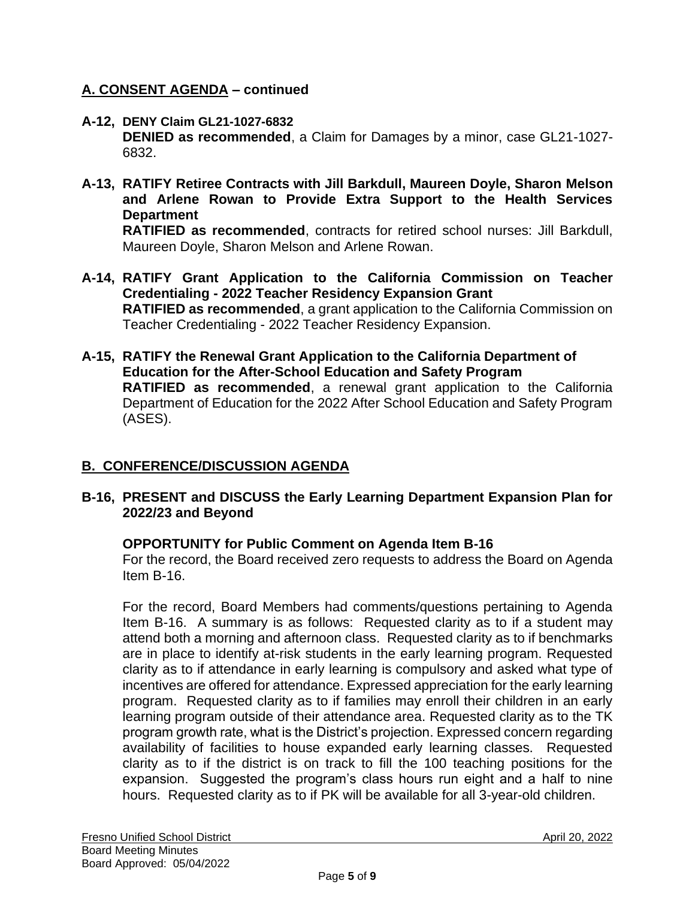## A. CONSENT AGENDA – continued

**A-12, DENY Claim GL21-1027-6832**
**DENIED as recommended**, a Claim for Damages by a minor, case GL21-1027-6832.

**A-13, RATIFY Retiree Contracts with Jill Barkdull, Maureen Doyle, Sharon Melson and Arlene Rowan to Provide Extra Support to the Health Services Department**
**RATIFIED as recommended**, contracts for retired school nurses: Jill Barkdull, Maureen Doyle, Sharon Melson and Arlene Rowan.

**A-14, RATIFY Grant Application to the California Commission on Teacher Credentialing - 2022 Teacher Residency Expansion Grant**
**RATIFIED as recommended**, a grant application to the California Commission on Teacher Credentialing - 2022 Teacher Residency Expansion.

**A-15, RATIFY the Renewal Grant Application to the California Department of Education for the After-School Education and Safety Program**
**RATIFIED as recommended**, a renewal grant application to the California Department of Education for the 2022 After School Education and Safety Program (ASES).

## B. CONFERENCE/DISCUSSION AGENDA

**B-16, PRESENT and DISCUSS the Early Learning Department Expansion Plan for 2022/23 and Beyond**

**OPPORTUNITY for Public Comment on Agenda Item B-16**
For the record, the Board received zero requests to address the Board on Agenda Item B-16.

For the record, Board Members had comments/questions pertaining to Agenda Item B-16. A summary is as follows: Requested clarity as to if a student may attend both a morning and afternoon class. Requested clarity as to if benchmarks are in place to identify at-risk students in the early learning program. Requested clarity as to if attendance in early learning is compulsory and asked what type of incentives are offered for attendance. Expressed appreciation for the early learning program. Requested clarity as to if families may enroll their children in an early learning program outside of their attendance area. Requested clarity as to the TK program growth rate, what is the District's projection. Expressed concern regarding availability of facilities to house expanded early learning classes. Requested clarity as to if the district is on track to fill the 100 teaching positions for the expansion. Suggested the program's class hours run eight and a half to nine hours. Requested clarity as to if PK will be available for all 3-year-old children.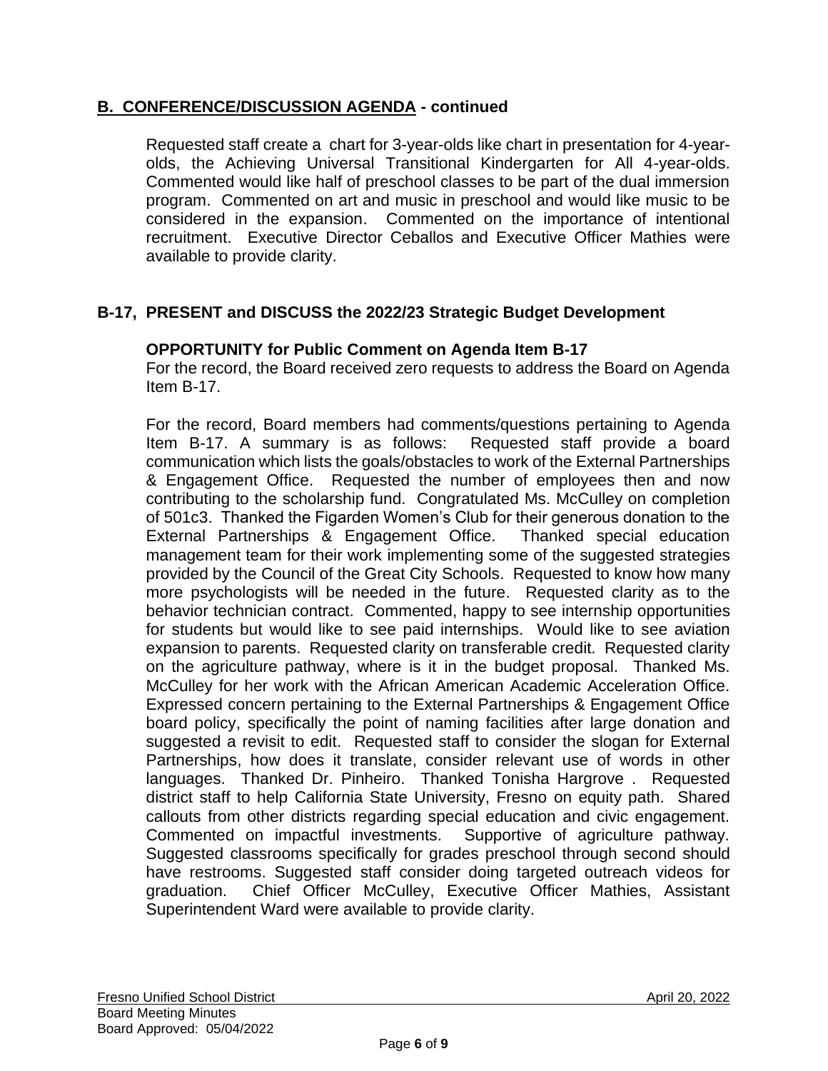## B. CONFERENCE/DISCUSSION AGENDA - continued

Requested staff create a chart for 3-year-olds like chart in presentation for 4-year-olds, the Achieving Universal Transitional Kindergarten for All 4-year-olds. Commented would like half of preschool classes to be part of the dual immersion program. Commented on art and music in preschool and would like music to be considered in the expansion. Commented on the importance of intentional recruitment. Executive Director Ceballos and Executive Officer Mathies were available to provide clarity.

### B-17, PRESENT and DISCUSS the 2022/23 Strategic Budget Development

**OPPORTUNITY for Public Comment on Agenda Item B-17**

For the record, the Board received zero requests to address the Board on Agenda Item B-17.

For the record, Board members had comments/questions pertaining to Agenda Item B-17. A summary is as follows: Requested staff provide a board communication which lists the goals/obstacles to work of the External Partnerships & Engagement Office. Requested the number of employees then and now contributing to the scholarship fund. Congratulated Ms. McCulley on completion of 501c3. Thanked the Figarden Women's Club for their generous donation to the External Partnerships & Engagement Office. Thanked special education management team for their work implementing some of the suggested strategies provided by the Council of the Great City Schools. Requested to know how many more psychologists will be needed in the future. Requested clarity as to the behavior technician contract. Commented, happy to see internship opportunities for students but would like to see paid internships. Would like to see aviation expansion to parents. Requested clarity on transferable credit. Requested clarity on the agriculture pathway, where is it in the budget proposal. Thanked Ms. McCulley for her work with the African American Academic Acceleration Office. Expressed concern pertaining to the External Partnerships & Engagement Office board policy, specifically the point of naming facilities after large donation and suggested a revisit to edit. Requested staff to consider the slogan for External Partnerships, how does it translate, consider relevant use of words in other languages. Thanked Dr. Pinheiro. Thanked Tonisha Hargrove . Requested district staff to help California State University, Fresno on equity path. Shared callouts from other districts regarding special education and civic engagement. Commented on impactful investments. Supportive of agriculture pathway. Suggested classrooms specifically for grades preschool through second should have restrooms. Suggested staff consider doing targeted outreach videos for graduation. Chief Officer McCulley, Executive Officer Mathies, Assistant Superintendent Ward were available to provide clarity.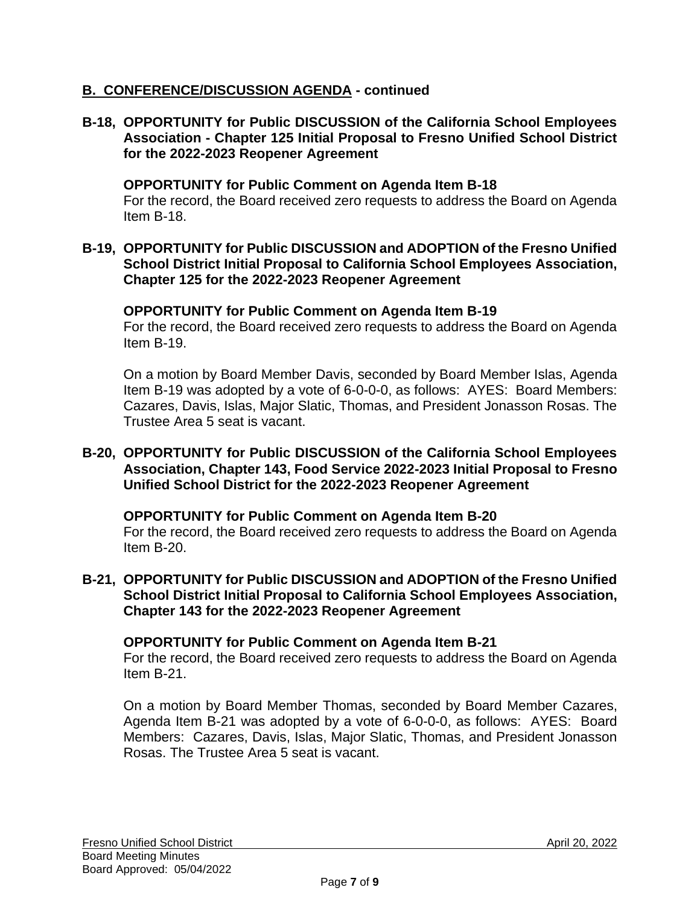## B. CONFERENCE/DISCUSSION AGENDA - continued

**B-18, OPPORTUNITY for Public DISCUSSION of the California School Employees Association - Chapter 125 Initial Proposal to Fresno Unified School District for the 2022-2023 Reopener Agreement**

**OPPORTUNITY for Public Comment on Agenda Item B-18**
For the record, the Board received zero requests to address the Board on Agenda Item B-18.

**B-19, OPPORTUNITY for Public DISCUSSION and ADOPTION of the Fresno Unified School District Initial Proposal to California School Employees Association, Chapter 125 for the 2022-2023 Reopener Agreement**

**OPPORTUNITY for Public Comment on Agenda Item B-19**
For the record, the Board received zero requests to address the Board on Agenda Item B-19.

On a motion by Board Member Davis, seconded by Board Member Islas, Agenda Item B-19 was adopted by a vote of 6-0-0-0, as follows: AYES: Board Members: Cazares, Davis, Islas, Major Slatic, Thomas, and President Jonasson Rosas. The Trustee Area 5 seat is vacant.

**B-20, OPPORTUNITY for Public DISCUSSION of the California School Employees Association, Chapter 143, Food Service 2022-2023 Initial Proposal to Fresno Unified School District for the 2022-2023 Reopener Agreement**

**OPPORTUNITY for Public Comment on Agenda Item B-20**
For the record, the Board received zero requests to address the Board on Agenda Item B-20.

**B-21, OPPORTUNITY for Public DISCUSSION and ADOPTION of the Fresno Unified School District Initial Proposal to California School Employees Association, Chapter 143 for the 2022-2023 Reopener Agreement**

**OPPORTUNITY for Public Comment on Agenda Item B-21**
For the record, the Board received zero requests to address the Board on Agenda Item B-21.

On a motion by Board Member Thomas, seconded by Board Member Cazares, Agenda Item B-21 was adopted by a vote of 6-0-0-0, as follows: AYES: Board Members: Cazares, Davis, Islas, Major Slatic, Thomas, and President Jonasson Rosas. The Trustee Area 5 seat is vacant.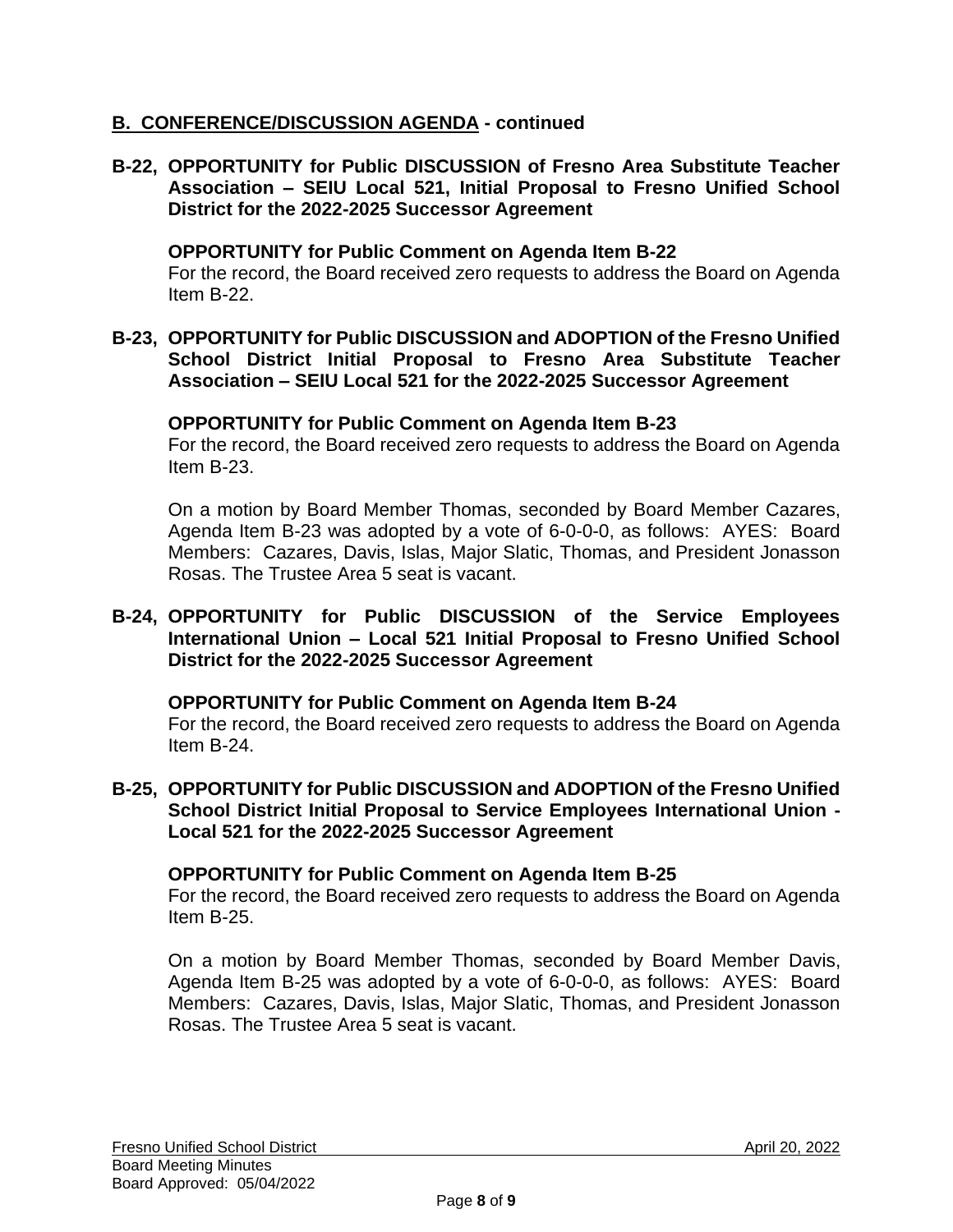## B. CONFERENCE/DISCUSSION AGENDA - continued

**B-22, OPPORTUNITY for Public DISCUSSION of Fresno Area Substitute Teacher Association – SEIU Local 521, Initial Proposal to Fresno Unified School District for the 2022-2025 Successor Agreement**

**OPPORTUNITY for Public Comment on Agenda Item B-22**
For the record, the Board received zero requests to address the Board on Agenda Item B-22.

**B-23, OPPORTUNITY for Public DISCUSSION and ADOPTION of the Fresno Unified School District Initial Proposal to Fresno Area Substitute Teacher Association – SEIU Local 521 for the 2022-2025 Successor Agreement**

**OPPORTUNITY for Public Comment on Agenda Item B-23**
For the record, the Board received zero requests to address the Board on Agenda Item B-23.

On a motion by Board Member Thomas, seconded by Board Member Cazares, Agenda Item B-23 was adopted by a vote of 6-0-0-0, as follows: AYES: Board Members: Cazares, Davis, Islas, Major Slatic, Thomas, and President Jonasson Rosas. The Trustee Area 5 seat is vacant.

**B-24, OPPORTUNITY for Public DISCUSSION of the Service Employees International Union – Local 521 Initial Proposal to Fresno Unified School District for the 2022-2025 Successor Agreement**

**OPPORTUNITY for Public Comment on Agenda Item B-24**
For the record, the Board received zero requests to address the Board on Agenda Item B-24.

**B-25, OPPORTUNITY for Public DISCUSSION and ADOPTION of the Fresno Unified School District Initial Proposal to Service Employees International Union - Local 521 for the 2022-2025 Successor Agreement**

**OPPORTUNITY for Public Comment on Agenda Item B-25**
For the record, the Board received zero requests to address the Board on Agenda Item B-25.

On a motion by Board Member Thomas, seconded by Board Member Davis, Agenda Item B-25 was adopted by a vote of 6-0-0-0, as follows: AYES: Board Members: Cazares, Davis, Islas, Major Slatic, Thomas, and President Jonasson Rosas. The Trustee Area 5 seat is vacant.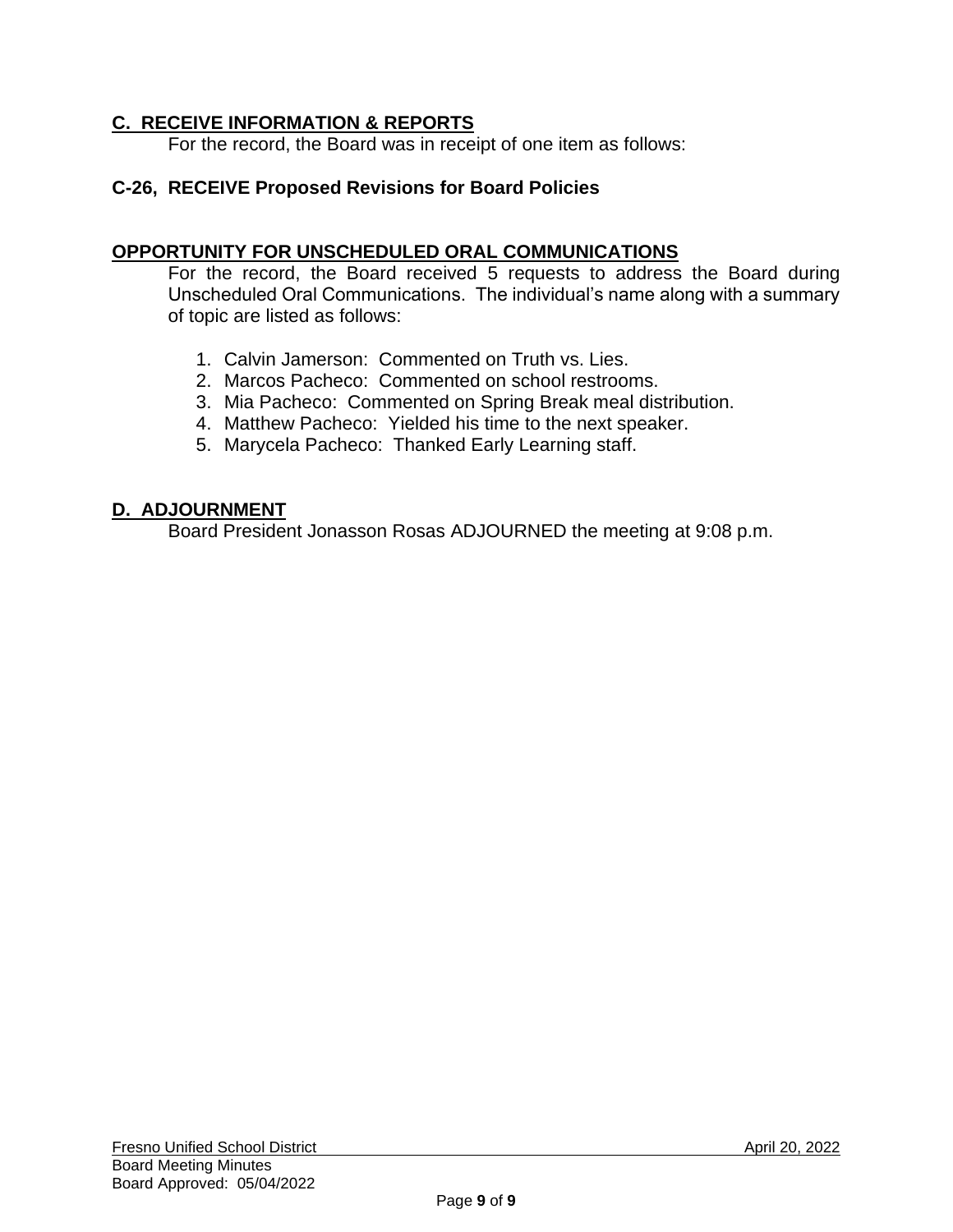## C. RECEIVE INFORMATION & REPORTS

For the record, the Board was in receipt of one item as follows:

### C-26, RECEIVE Proposed Revisions for Board Policies

## OPPORTUNITY FOR UNSCHEDULED ORAL COMMUNICATIONS

For the record, the Board received 5 requests to address the Board during Unscheduled Oral Communications. The individual's name along with a summary of topic are listed as follows:

1. Calvin Jamerson: Commented on Truth vs. Lies.
2. Marcos Pacheco: Commented on school restrooms.
3. Mia Pacheco: Commented on Spring Break meal distribution.
4. Matthew Pacheco: Yielded his time to the next speaker.
5. Marycela Pacheco: Thanked Early Learning staff.

## D. ADJOURNMENT

Board President Jonasson Rosas ADJOURNED the meeting at 9:08 p.m.